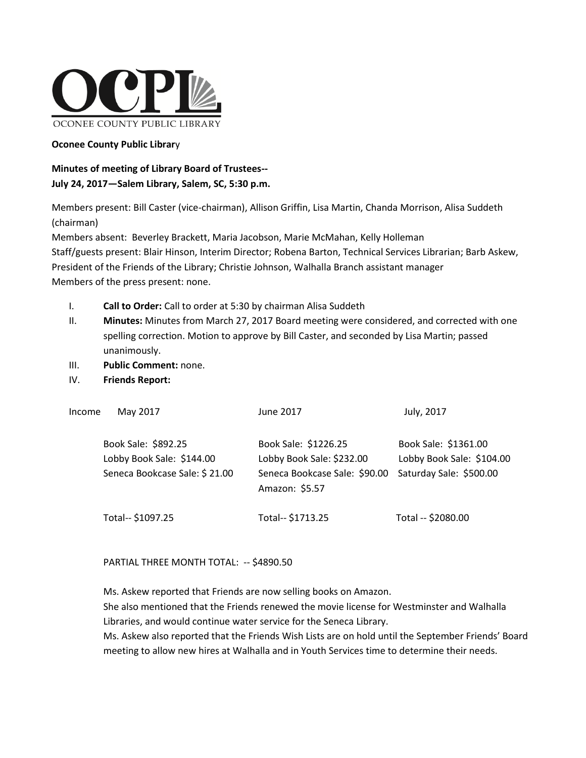OCONEE COUNTY PUBLIC LIBRARY

**Oconee County Public Library**

**Minutes of meeting of Library Board of Trustees--**
**July 24, 2017—Salem Library, Salem, SC, 5:30 p.m.**

Members present: Bill Caster (vice-chairman), Allison Griffin, Lisa Martin, Chanda Morrison, Alisa Suddeth (chairman)
Members absent: Beverley Brackett, Maria Jacobson, Marie McMahan, Kelly Holleman
Staff/guests present: Blair Hinson, Interim Director; Robena Barton, Technical Services Librarian; Barb Askew, President of the Friends of the Library; Christie Johnson, Walhalla Branch assistant manager
Members of the press present: none.

I. **Call to Order:** Call to order at 5:30 by chairman Alisa Suddeth
II. **Minutes:** Minutes from March 27, 2017 Board meeting were considered, and corrected with one spelling correction. Motion to approve by Bill Caster, and seconded by Lisa Martin; passed unanimously.
III. **Public Comment:** none.
IV. **Friends Report:**

| Income | May 2017 | June 2017 | July, 2017 |
|---|---|---|---|
| | Book Sale: $892.25 | Book Sale: $1226.25 | Book Sale: $1361.00 |
| | Lobby Book Sale: $144.00 | Lobby Book Sale: $232.00 | Lobby Book Sale: $104.00 |
| | Seneca Bookcase Sale: $ 21.00 | Seneca Bookcase Sale: $90.00 | Saturday Sale: $500.00 |
| | | Amazon: $5.57 | |
| | Total-- $1097.25 | Total-- $1713.25 | Total -- $2080.00 |

PARTIAL THREE MONTH TOTAL: -- $4890.50

Ms. Askew reported that Friends are now selling books on Amazon.
She also mentioned that the Friends renewed the movie license for Westminster and Walhalla Libraries, and would continue water service for the Seneca Library.
Ms. Askew also reported that the Friends Wish Lists are on hold until the September Friends' Board meeting to allow new hires at Walhalla and in Youth Services time to determine their needs.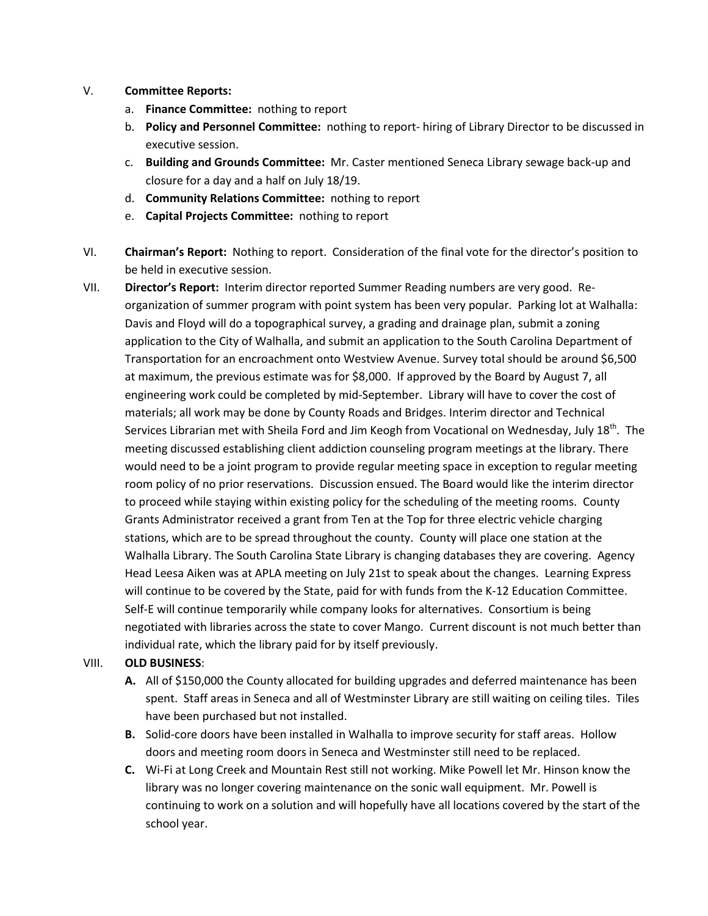V. **Committee Reports:**
   a. **Finance Committee:** nothing to report
   b. **Policy and Personnel Committee:** nothing to report- hiring of Library Director to be discussed in executive session.
   c. **Building and Grounds Committee:** Mr. Caster mentioned Seneca Library sewage back-up and closure for a day and a half on July 18/19.
   d. **Community Relations Committee:** nothing to report
   e. **Capital Projects Committee:** nothing to report

VI. **Chairman's Report:** Nothing to report. Consideration of the final vote for the director's position to be held in executive session.

VII. **Director's Report:** Interim director reported Summer Reading numbers are very good. Re-organization of summer program with point system has been very popular. Parking lot at Walhalla: Davis and Floyd will do a topographical survey, a grading and drainage plan, submit a zoning application to the City of Walhalla, and submit an application to the South Carolina Department of Transportation for an encroachment onto Westview Avenue. Survey total should be around $6,500 at maximum, the previous estimate was for $8,000. If approved by the Board by August 7, all engineering work could be completed by mid-September. Library will have to cover the cost of materials; all work may be done by County Roads and Bridges. Interim director and Technical Services Librarian met with Sheila Ford and Jim Keogh from Vocational on Wednesday, July 18th. The meeting discussed establishing client addiction counseling program meetings at the library. There would need to be a joint program to provide regular meeting space in exception to regular meeting room policy of no prior reservations. Discussion ensued. The Board would like the interim director to proceed while staying within existing policy for the scheduling of the meeting rooms. County Grants Administrator received a grant from Ten at the Top for three electric vehicle charging stations, which are to be spread throughout the county. County will place one station at the Walhalla Library. The South Carolina State Library is changing databases they are covering. Agency Head Leesa Aiken was at APLA meeting on July 21st to speak about the changes. Learning Express will continue to be covered by the State, paid for with funds from the K-12 Education Committee. Self-E will continue temporarily while company looks for alternatives. Consortium is being negotiated with libraries across the state to cover Mango. Current discount is not much better than individual rate, which the library paid for by itself previously.

VIII. **OLD BUSINESS**:
   **A.** All of $150,000 the County allocated for building upgrades and deferred maintenance has been spent. Staff areas in Seneca and all of Westminster Library are still waiting on ceiling tiles. Tiles have been purchased but not installed.
   **B.** Solid-core doors have been installed in Walhalla to improve security for staff areas. Hollow doors and meeting room doors in Seneca and Westminster still need to be replaced.
   **C.** Wi-Fi at Long Creek and Mountain Rest still not working. Mike Powell let Mr. Hinson know the library was no longer covering maintenance on the sonic wall equipment. Mr. Powell is continuing to work on a solution and will hopefully have all locations covered by the start of the school year.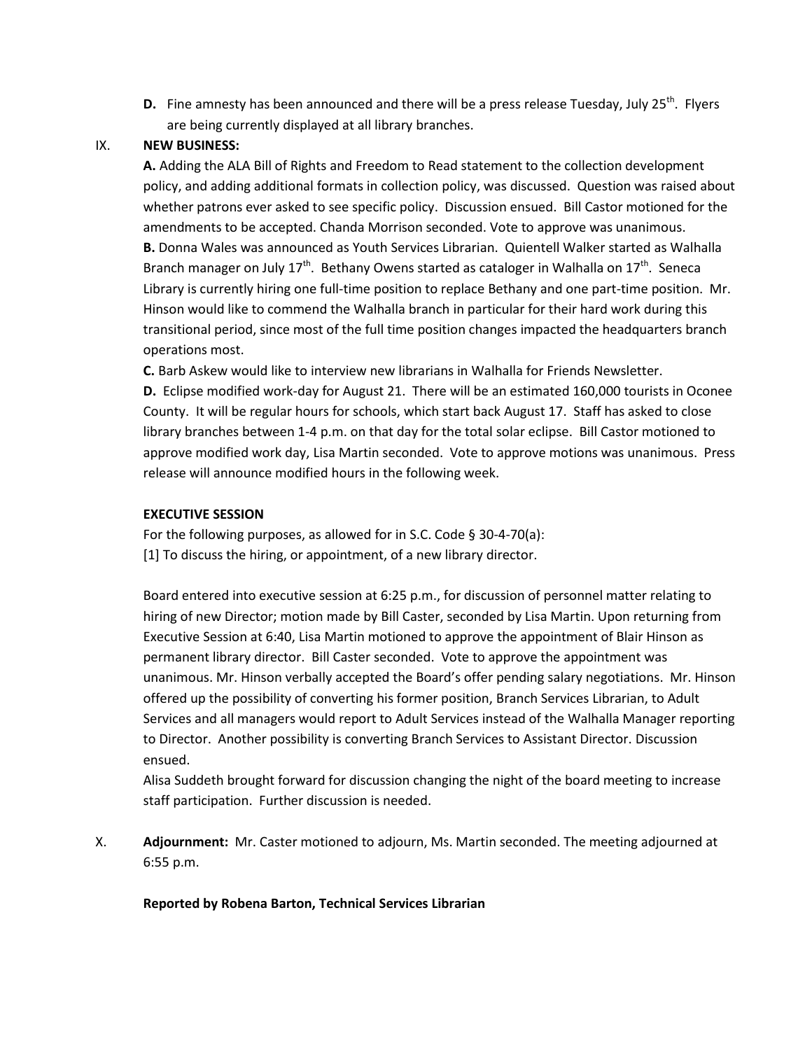**D.** Fine amnesty has been announced and there will be a press release Tuesday, July 25th. Flyers are being currently displayed at all library branches.

IX. **NEW BUSINESS:**

**A.** Adding the ALA Bill of Rights and Freedom to Read statement to the collection development policy, and adding additional formats in collection policy, was discussed. Question was raised about whether patrons ever asked to see specific policy. Discussion ensued. Bill Castor motioned for the amendments to be accepted. Chanda Morrison seconded. Vote to approve was unanimous.

**B.** Donna Wales was announced as Youth Services Librarian. Quientell Walker started as Walhalla Branch manager on July 17th. Bethany Owens started as cataloger in Walhalla on 17th. Seneca Library is currently hiring one full-time position to replace Bethany and one part-time position. Mr. Hinson would like to commend the Walhalla branch in particular for their hard work during this transitional period, since most of the full time position changes impacted the headquarters branch operations most.

**C.** Barb Askew would like to interview new librarians in Walhalla for Friends Newsletter.

**D.** Eclipse modified work-day for August 21. There will be an estimated 160,000 tourists in Oconee County. It will be regular hours for schools, which start back August 17. Staff has asked to close library branches between 1-4 p.m. on that day for the total solar eclipse. Bill Castor motioned to approve modified work day, Lisa Martin seconded. Vote to approve motions was unanimous. Press release will announce modified hours in the following week.

**EXECUTIVE SESSION**

For the following purposes, as allowed for in S.C. Code § 30-4-70(a):
[1] To discuss the hiring, or appointment, of a new library director.

Board entered into executive session at 6:25 p.m., for discussion of personnel matter relating to hiring of new Director; motion made by Bill Caster, seconded by Lisa Martin. Upon returning from Executive Session at 6:40, Lisa Martin motioned to approve the appointment of Blair Hinson as permanent library director. Bill Caster seconded. Vote to approve the appointment was unanimous. Mr. Hinson verbally accepted the Board's offer pending salary negotiations. Mr. Hinson offered up the possibility of converting his former position, Branch Services Librarian, to Adult Services and all managers would report to Adult Services instead of the Walhalla Manager reporting to Director. Another possibility is converting Branch Services to Assistant Director. Discussion ensued.

Alisa Suddeth brought forward for discussion changing the night of the board meeting to increase staff participation. Further discussion is needed.

X. **Adjournment:** Mr. Caster motioned to adjourn, Ms. Martin seconded. The meeting adjourned at 6:55 p.m.

**Reported by Robena Barton, Technical Services Librarian**